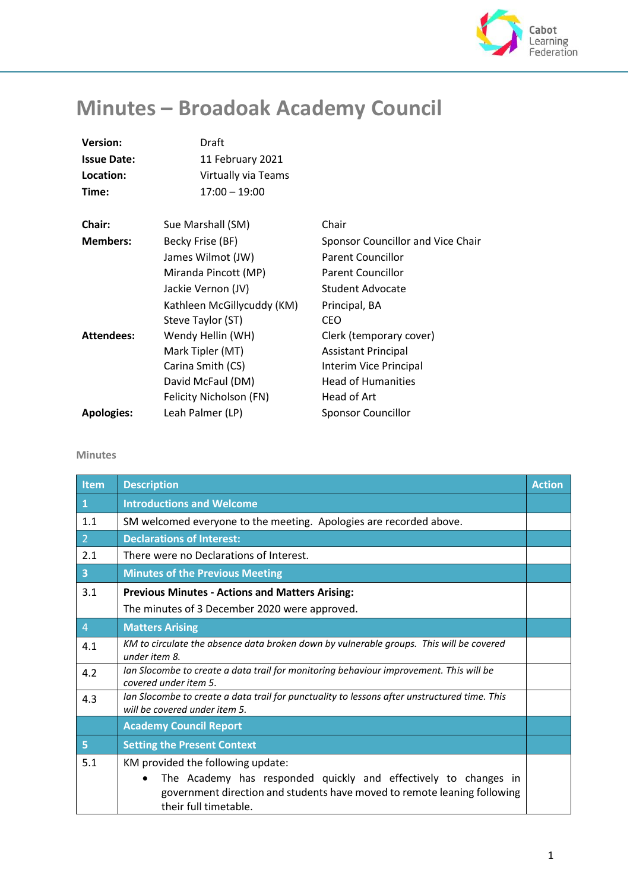# Minutes – Broadoak Academy Council

| | |
|---|---|
| **Version:** | Draft |
| **Issue Date:** | 11 February 2021 |
| **Location:** | Virtually via Teams |
| **Time:** | 17:00 – 19:00 |

| | | |
|---|---|---|
| **Chair:** | Sue Marshall (SM) | Chair |
| **Members:** | Becky Frise (BF) | Sponsor Councillor and Vice Chair |
| | James Wilmot (JW) | Parent Councillor |
| | Miranda Pincott (MP) | Parent Councillor |
| | Jackie Vernon (JV) | Student Advocate |
| | Kathleen McGillycuddy (KM) | Principal, BA |
| | Steve Taylor (ST) | CEO |
| **Attendees:** | Wendy Hellin (WH) | Clerk (temporary cover) |
| | Mark Tipler (MT) | Assistant Principal |
| | Carina Smith (CS) | Interim Vice Principal |
| | David McFaul (DM) | Head of Humanities |
| | Felicity Nicholson (FN) | Head of Art |
| **Apologies:** | Leah Palmer (LP) | Sponsor Councillor |

## Minutes

| Item | Description | Action |
|---|---|---|
| **1** | **Introductions and Welcome** | |
| 1.1 | SM welcomed everyone to the meeting. Apologies are recorded above. | |
| 2 | **Declarations of Interest:** | |
| 2.1 | There were no Declarations of Interest. | |
| **3** | **Minutes of the Previous Meeting** | |
| 3.1 | **Previous Minutes - Actions and Matters Arising:**<br>The minutes of 3 December 2020 were approved. | |
| 4 | **Matters Arising** | |
| 4.1 | *KM to circulate the absence data broken down by vulnerable groups. This will be covered under item 8.* | |
| 4.2 | *Ian Slocombe to create a data trail for monitoring behaviour improvement. This will be covered under item 5.* | |
| 4.3 | *Ian Slocombe to create a data trail for punctuality to lessons after unstructured time. This will be covered under item 5.* | |
| | **Academy Council Report** | |
| **5** | **Setting the Present Context** | |
| 5.1 | KM provided the following update:<br>• The Academy has responded quickly and effectively to changes in government direction and students have moved to remote leaning following their full timetable. | |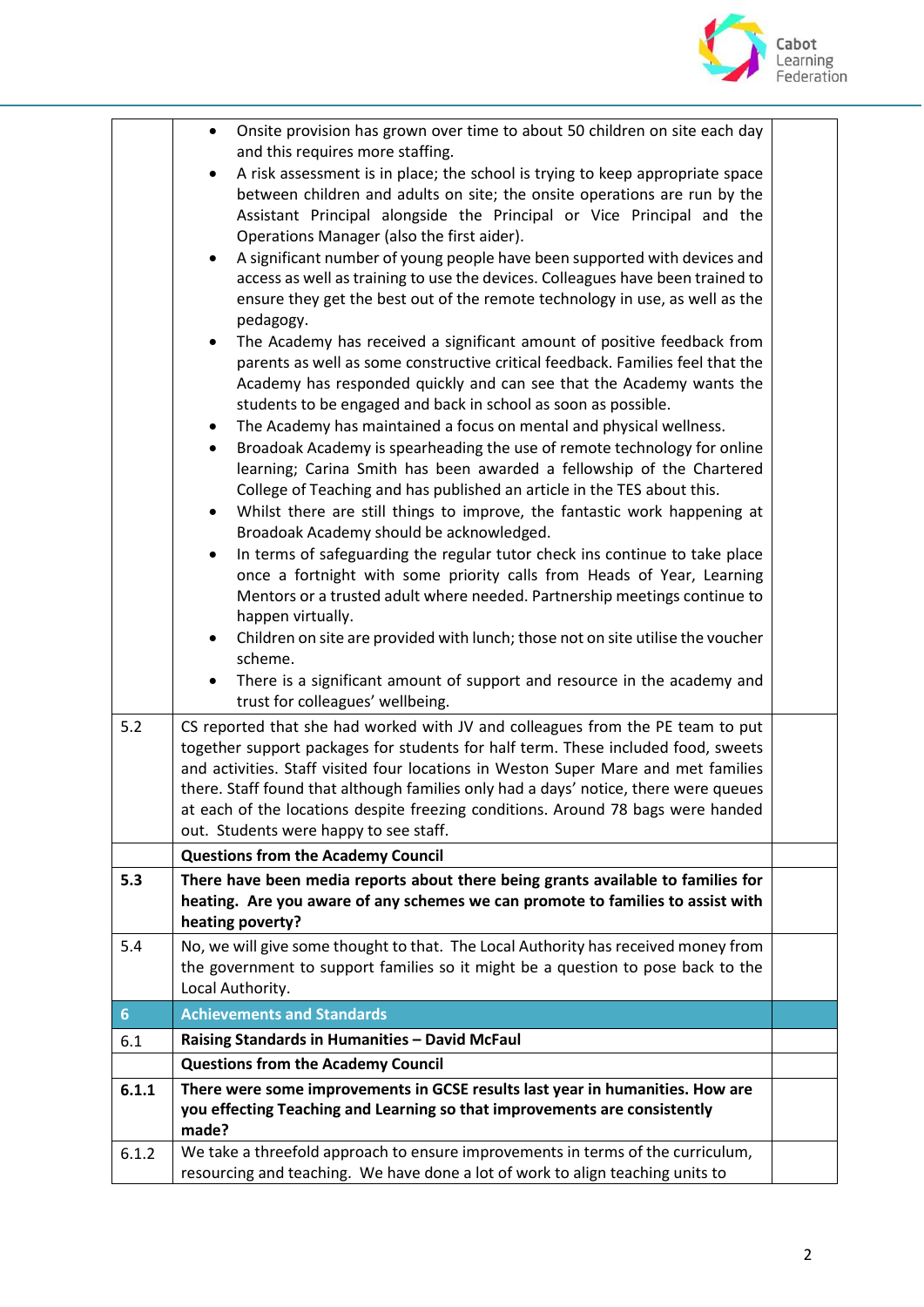| | | |
|---|---|---|
| | • Onsite provision has grown over time to about 50 children on site each day and this requires more staffing.<br>• A risk assessment is in place; the school is trying to keep appropriate space between children and adults on site; the onsite operations are run by the Assistant Principal alongside the Principal or Vice Principal and the Operations Manager (also the first aider).<br>• A significant number of young people have been supported with devices and access as well as training to use the devices. Colleagues have been trained to ensure they get the best out of the remote technology in use, as well as the pedagogy.<br>• The Academy has received a significant amount of positive feedback from parents as well as some constructive critical feedback. Families feel that the Academy has responded quickly and can see that the Academy wants the students to be engaged and back in school as soon as possible.<br>• The Academy has maintained a focus on mental and physical wellness.<br>• Broadoak Academy is spearheading the use of remote technology for online learning; Carina Smith has been awarded a fellowship of the Chartered College of Teaching and has published an article in the TES about this.<br>• Whilst there are still things to improve, the fantastic work happening at Broadoak Academy should be acknowledged.<br>• In terms of safeguarding the regular tutor check ins continue to take place once a fortnight with some priority calls from Heads of Year, Learning Mentors or a trusted adult where needed. Partnership meetings continue to happen virtually.<br>• Children on site are provided with lunch; those not on site utilise the voucher scheme.<br>• There is a significant amount of support and resource in the academy and trust for colleagues' wellbeing. | |
| 5.2 | CS reported that she had worked with JV and colleagues from the PE team to put together support packages for students for half term. These included food, sweets and activities. Staff visited four locations in Weston Super Mare and met families there. Staff found that although families only had a days' notice, there were queues at each of the locations despite freezing conditions. Around 78 bags were handed out. Students were happy to see staff. | |
| | **Questions from the Academy Council** | |
| **5.3** | **There have been media reports about there being grants available to families for heating. Are you aware of any schemes we can promote to families to assist with heating poverty?** | |
| 5.4 | No, we will give some thought to that. The Local Authority has received money from the government to support families so it might be a question to pose back to the Local Authority. | |
| **6** | **Achievements and Standards** | |
| 6.1 | **Raising Standards in Humanities – David McFaul** | |
| | **Questions from the Academy Council** | |
| **6.1.1** | **There were some improvements in GCSE results last year in humanities. How are you effecting Teaching and Learning so that improvements are consistently made?** | |
| 6.1.2 | We take a threefold approach to ensure improvements in terms of the curriculum, resourcing and teaching. We have done a lot of work to align teaching units to | |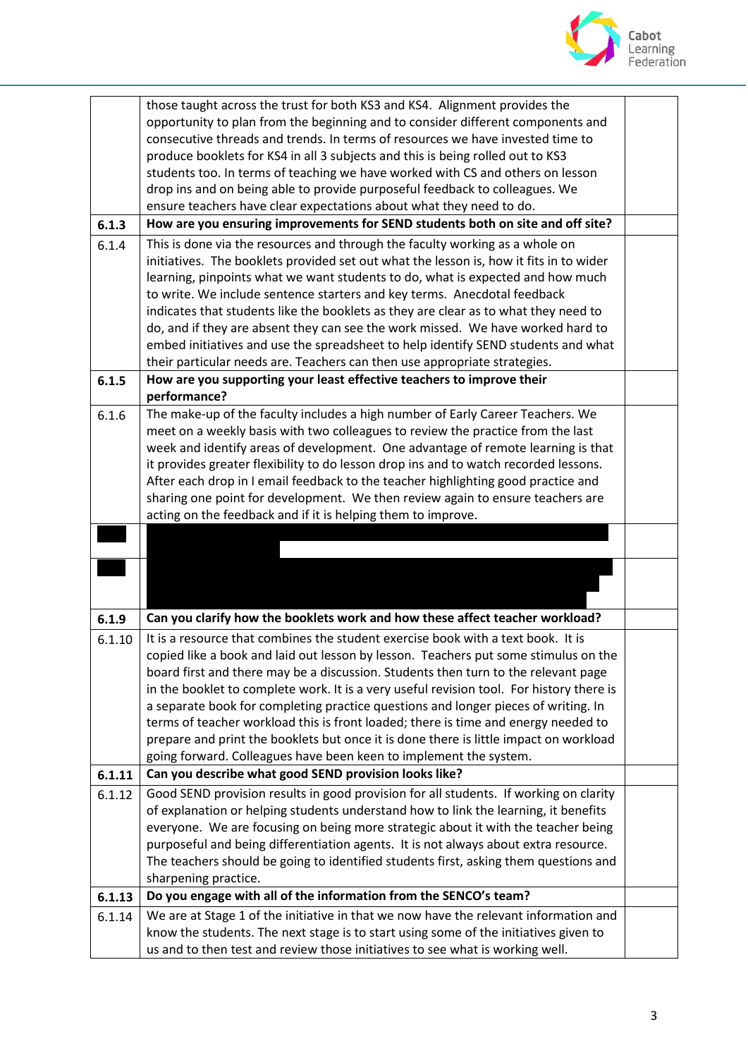| | | |
|---|---|---|
| | those taught across the trust for both KS3 and KS4. Alignment provides the opportunity to plan from the beginning and to consider different components and consecutive threads and trends. In terms of resources we have invested time to produce booklets for KS4 in all 3 subjects and this is being rolled out to KS3 students too. In terms of teaching we have worked with CS and others on lesson drop ins and on being able to provide purposeful feedback to colleagues. We ensure teachers have clear expectations about what they need to do. | |
| **6.1.3** | **How are you ensuring improvements for SEND students both on site and off site?** | |
| 6.1.4 | This is done via the resources and through the faculty working as a whole on initiatives. The booklets provided set out what the lesson is, how it fits in to wider learning, pinpoints what we want students to do, what is expected and how much to write. We include sentence starters and key terms. Anecdotal feedback indicates that students like the booklets as they are clear as to what they need to do, and if they are absent they can see the work missed. We have worked hard to embed initiatives and use the spreadsheet to help identify SEND students and what their particular needs are. Teachers can then use appropriate strategies. | |
| **6.1.5** | **How are you supporting your least effective teachers to improve their performance?** | |
| 6.1.6 | The make-up of the faculty includes a high number of Early Career Teachers. We meet on a weekly basis with two colleagues to review the practice from the last week and identify areas of development. One advantage of remote learning is that it provides greater flexibility to do lesson drop ins and to watch recorded lessons. After each drop in I email feedback to the teacher highlighting good practice and sharing one point for development. We then review again to ensure teachers are acting on the feedback and if it is helping them to improve. | |
| [REDACTED] | [REDACTED] | |
| [REDACTED] | [REDACTED] | |
| **6.1.9** | **Can you clarify how the booklets work and how these affect teacher workload?** | |
| 6.1.10 | It is a resource that combines the student exercise book with a text book. It is copied like a book and laid out lesson by lesson. Teachers put some stimulus on the board first and there may be a discussion. Students then turn to the relevant page in the booklet to complete work. It is a very useful revision tool. For history there is a separate book for completing practice questions and longer pieces of writing. In terms of teacher workload this is front loaded; there is time and energy needed to prepare and print the booklets but once it is done there is little impact on workload going forward. Colleagues have been keen to implement the system. | |
| **6.1.11** | **Can you describe what good SEND provision looks like?** | |
| 6.1.12 | Good SEND provision results in good provision for all students. If working on clarity of explanation or helping students understand how to link the learning, it benefits everyone. We are focusing on being more strategic about it with the teacher being purposeful and being differentiation agents. It is not always about extra resource. The teachers should be going to identified students first, asking them questions and sharpening practice. | |
| **6.1.13** | **Do you engage with all of the information from the SENCO's team?** | |
| 6.1.14 | We are at Stage 1 of the initiative in that we now have the relevant information and know the students. The next stage is to start using some of the initiatives given to us and to then test and review those initiatives to see what is working well. | |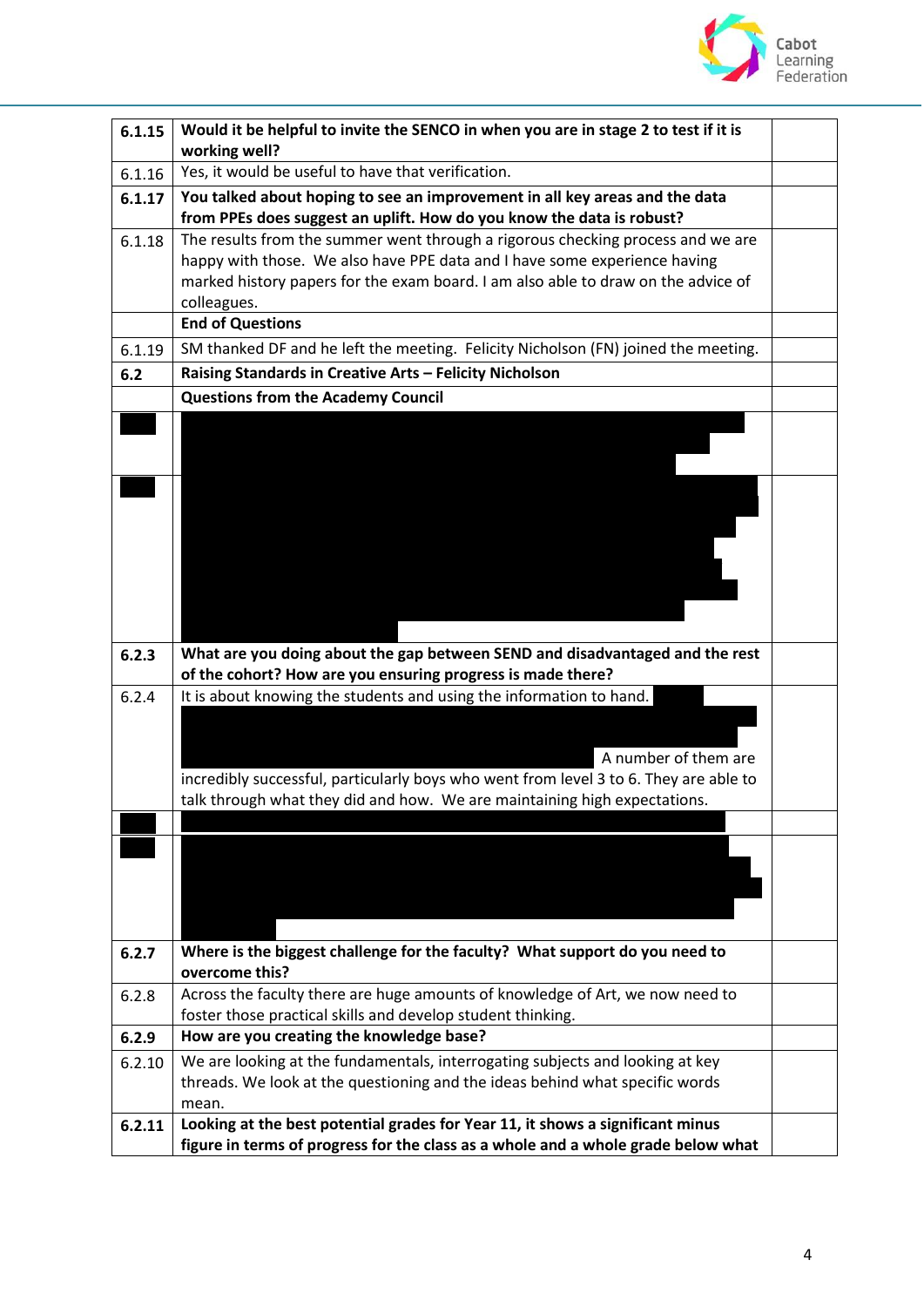| | | |
|---|---|---|
| **6.1.15** | **Would it be helpful to invite the SENCO in when you are in stage 2 to test if it is working well?** | |
| 6.1.16 | Yes, it would be useful to have that verification. | |
| **6.1.17** | **You talked about hoping to see an improvement in all key areas and the data from PPEs does suggest an uplift. How do you know the data is robust?** | |
| 6.1.18 | The results from the summer went through a rigorous checking process and we are happy with those. We also have PPE data and I have some experience having marked history papers for the exam board. I am also able to draw on the advice of colleagues. | |
| | **End of Questions** | |
| 6.1.19 | SM thanked DF and he left the meeting. Felicity Nicholson (FN) joined the meeting. | |
| **6.2** | **Raising Standards in Creative Arts – Felicity Nicholson** | |
| | **Questions from the Academy Council** | |
| | | |
| | | |
| **6.2.3** | **What are you doing about the gap between SEND and disadvantaged and the rest of the cohort? How are you ensuring progress is made there?** | |
| 6.2.4 | It is about knowing the students and using the information to hand. A number of them are incredibly successful, particularly boys who went from level 3 to 6. They are able to talk through what they did and how. We are maintaining high expectations. | |
| | | |
| | | |
| **6.2.7** | **Where is the biggest challenge for the faculty? What support do you need to overcome this?** | |
| 6.2.8 | Across the faculty there are huge amounts of knowledge of Art, we now need to foster those practical skills and develop student thinking. | |
| **6.2.9** | **How are you creating the knowledge base?** | |
| 6.2.10 | We are looking at the fundamentals, interrogating subjects and looking at key threads. We look at the questioning and the ideas behind what specific words mean. | |
| **6.2.11** | **Looking at the best potential grades for Year 11, it shows a significant minus figure in terms of progress for the class as a whole and a whole grade below what** | |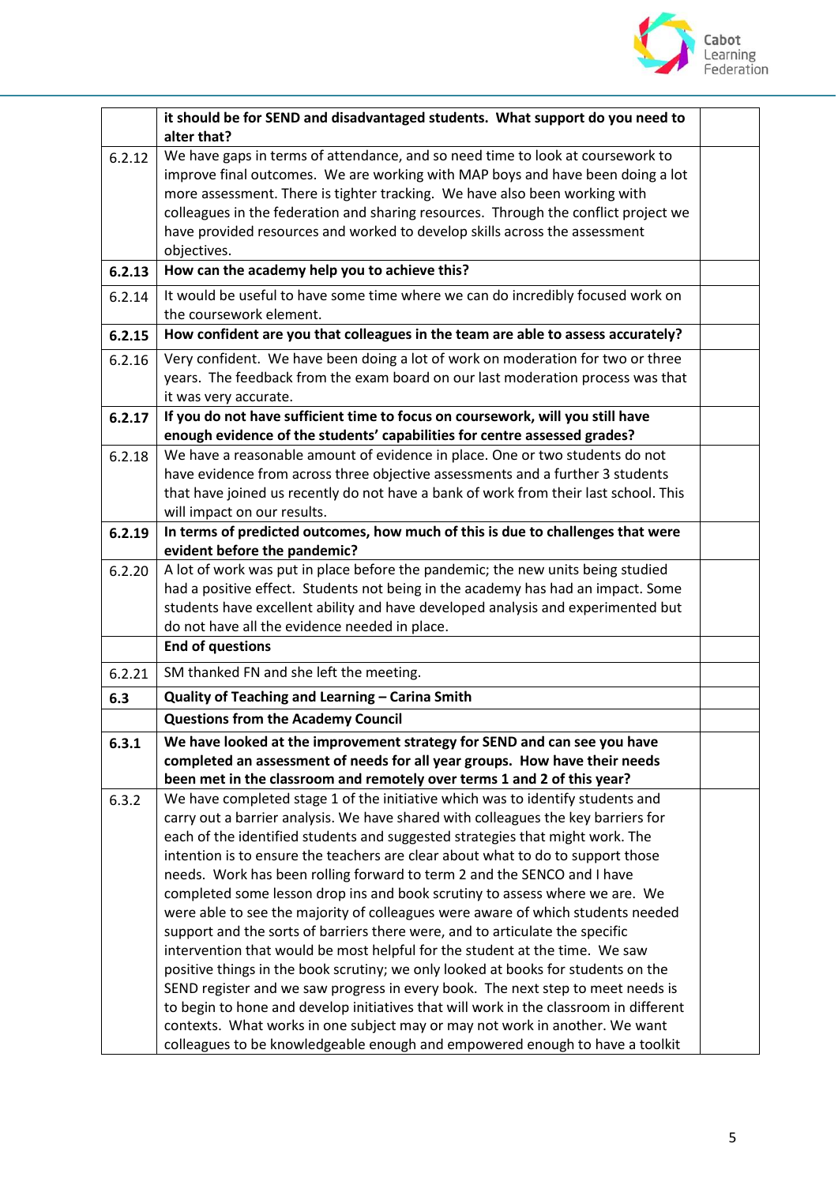| | | |
|---|---|---|
| | **it should be for SEND and disadvantaged students. What support do you need to alter that?** | |
| 6.2.12 | We have gaps in terms of attendance, and so need time to look at coursework to improve final outcomes. We are working with MAP boys and have been doing a lot more assessment. There is tighter tracking. We have also been working with colleagues in the federation and sharing resources. Through the conflict project we have provided resources and worked to develop skills across the assessment objectives. | |
| **6.2.13** | **How can the academy help you to achieve this?** | |
| 6.2.14 | It would be useful to have some time where we can do incredibly focused work on the coursework element. | |
| **6.2.15** | **How confident are you that colleagues in the team are able to assess accurately?** | |
| 6.2.16 | Very confident. We have been doing a lot of work on moderation for two or three years. The feedback from the exam board on our last moderation process was that it was very accurate. | |
| **6.2.17** | **If you do not have sufficient time to focus on coursework, will you still have enough evidence of the students' capabilities for centre assessed grades?** | |
| 6.2.18 | We have a reasonable amount of evidence in place. One or two students do not have evidence from across three objective assessments and a further 3 students that have joined us recently do not have a bank of work from their last school. This will impact on our results. | |
| **6.2.19** | **In terms of predicted outcomes, how much of this is due to challenges that were evident before the pandemic?** | |
| 6.2.20 | A lot of work was put in place before the pandemic; the new units being studied had a positive effect. Students not being in the academy has had an impact. Some students have excellent ability and have developed analysis and experimented but do not have all the evidence needed in place. | |
| | **End of questions** | |
| 6.2.21 | SM thanked FN and she left the meeting. | |
| **6.3** | **Quality of Teaching and Learning – Carina Smith** | |
| | **Questions from the Academy Council** | |
| **6.3.1** | **We have looked at the improvement strategy for SEND and can see you have completed an assessment of needs for all year groups. How have their needs been met in the classroom and remotely over terms 1 and 2 of this year?** | |
| 6.3.2 | We have completed stage 1 of the initiative which was to identify students and carry out a barrier analysis. We have shared with colleagues the key barriers for each of the identified students and suggested strategies that might work. The intention is to ensure the teachers are clear about what to do to support those needs. Work has been rolling forward to term 2 and the SENCO and I have completed some lesson drop ins and book scrutiny to assess where we are. We were able to see the majority of colleagues were aware of which students needed support and the sorts of barriers there were, and to articulate the specific intervention that would be most helpful for the student at the time. We saw positive things in the book scrutiny; we only looked at books for students on the SEND register and we saw progress in every book. The next step to meet needs is to begin to hone and develop initiatives that will work in the classroom in different contexts. What works in one subject may or may not work in another. We want colleagues to be knowledgeable enough and empowered enough to have a toolkit | |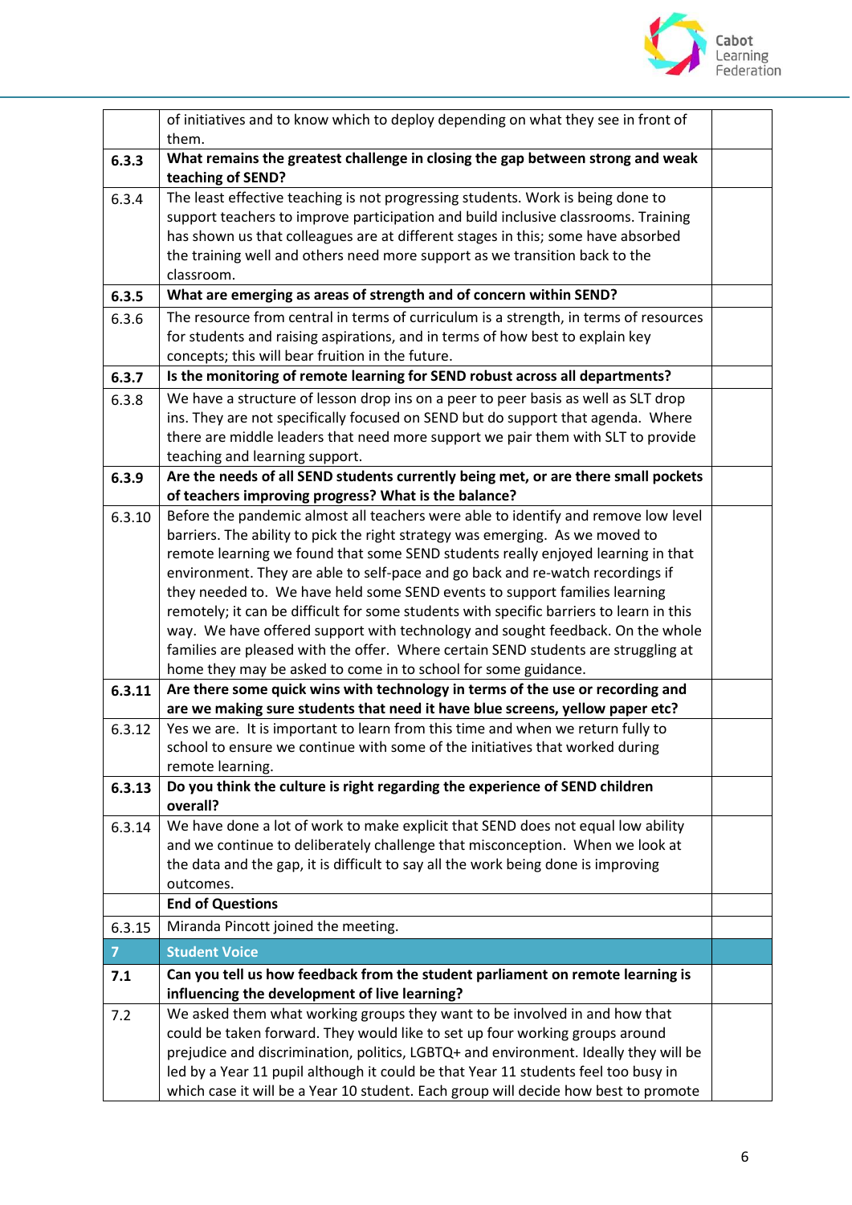| | | |
|---|---|---|
| | of initiatives and to know which to deploy depending on what they see in front of them. | |
| **6.3.3** | **What remains the greatest challenge in closing the gap between strong and weak teaching of SEND?** | |
| 6.3.4 | The least effective teaching is not progressing students. Work is being done to support teachers to improve participation and build inclusive classrooms. Training has shown us that colleagues are at different stages in this; some have absorbed the training well and others need more support as we transition back to the classroom. | |
| **6.3.5** | **What are emerging as areas of strength and of concern within SEND?** | |
| 6.3.6 | The resource from central in terms of curriculum is a strength, in terms of resources for students and raising aspirations, and in terms of how best to explain key concepts; this will bear fruition in the future. | |
| **6.3.7** | **Is the monitoring of remote learning for SEND robust across all departments?** | |
| 6.3.8 | We have a structure of lesson drop ins on a peer to peer basis as well as SLT drop ins. They are not specifically focused on SEND but do support that agenda. Where there are middle leaders that need more support we pair them with SLT to provide teaching and learning support. | |
| **6.3.9** | **Are the needs of all SEND students currently being met, or are there small pockets of teachers improving progress? What is the balance?** | |
| 6.3.10 | Before the pandemic almost all teachers were able to identify and remove low level barriers. The ability to pick the right strategy was emerging. As we moved to remote learning we found that some SEND students really enjoyed learning in that environment. They are able to self-pace and go back and re-watch recordings if they needed to. We have held some SEND events to support families learning remotely; it can be difficult for some students with specific barriers to learn in this way. We have offered support with technology and sought feedback. On the whole families are pleased with the offer. Where certain SEND students are struggling at home they may be asked to come in to school for some guidance. | |
| **6.3.11** | **Are there some quick wins with technology in terms of the use or recording and are we making sure students that need it have blue screens, yellow paper etc?** | |
| 6.3.12 | Yes we are. It is important to learn from this time and when we return fully to school to ensure we continue with some of the initiatives that worked during remote learning. | |
| **6.3.13** | **Do you think the culture is right regarding the experience of SEND children overall?** | |
| 6.3.14 | We have done a lot of work to make explicit that SEND does not equal low ability and we continue to deliberately challenge that misconception. When we look at the data and the gap, it is difficult to say all the work being done is improving outcomes. | |
| | **End of Questions** | |
| 6.3.15 | Miranda Pincott joined the meeting. | |
| **7** | **Student Voice** | |
| **7.1** | **Can you tell us how feedback from the student parliament on remote learning is influencing the development of live learning?** | |
| 7.2 | We asked them what working groups they want to be involved in and how that could be taken forward. They would like to set up four working groups around prejudice and discrimination, politics, LGBTQ+ and environment. Ideally they will be led by a Year 11 pupil although it could be that Year 11 students feel too busy in which case it will be a Year 10 student. Each group will decide how best to promote | |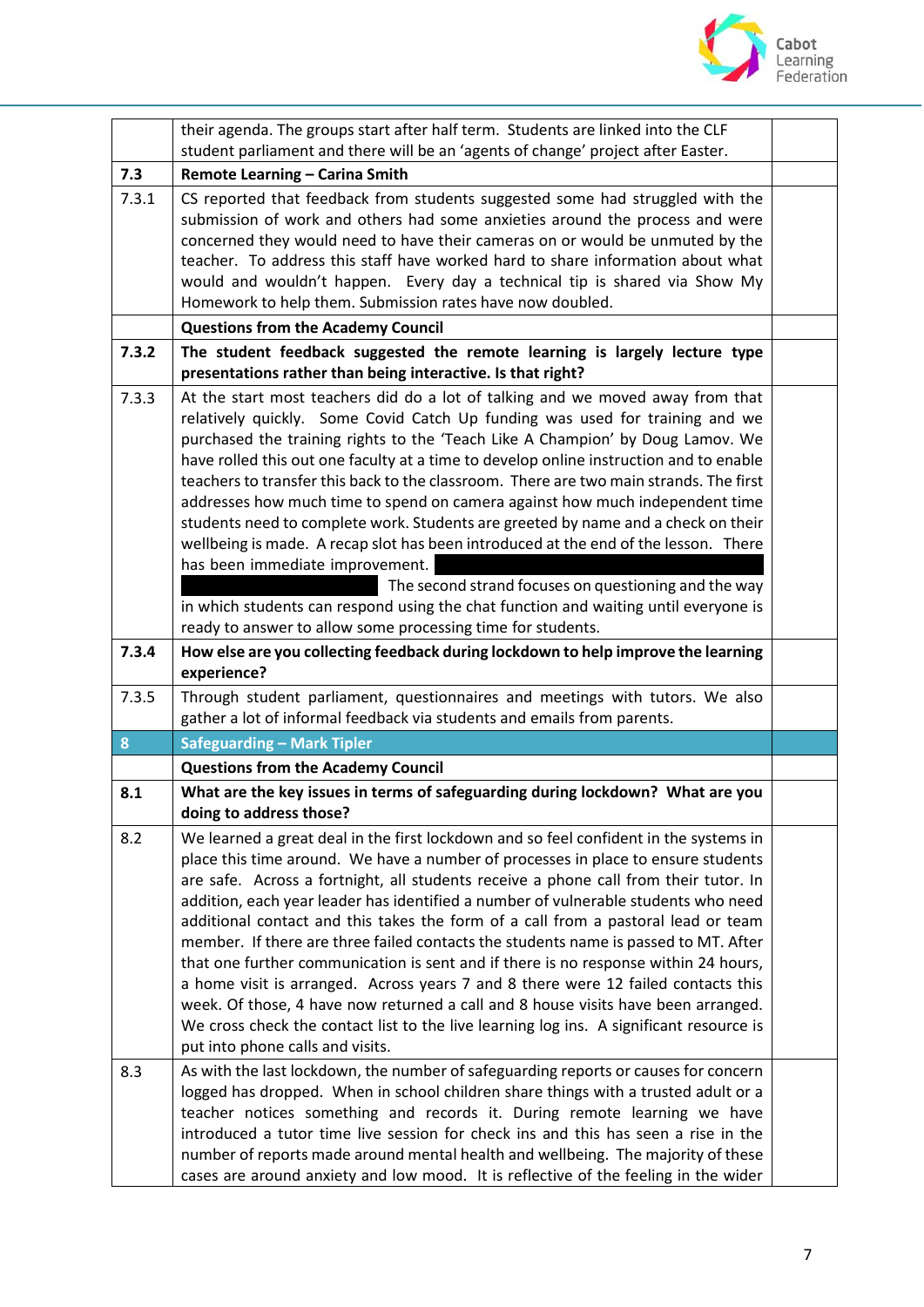| | | |
|---|---|---|
| | their agenda. The groups start after half term. Students are linked into the CLF student parliament and there will be an 'agents of change' project after Easter. | |
| **7.3** | **Remote Learning – Carina Smith** | |
| 7.3.1 | CS reported that feedback from students suggested some had struggled with the submission of work and others had some anxieties around the process and were concerned they would need to have their cameras on or would be unmuted by the teacher. To address this staff have worked hard to share information about what would and wouldn't happen. Every day a technical tip is shared via Show My Homework to help them. Submission rates have now doubled. | |
| | **Questions from the Academy Council** | |
| **7.3.2** | **The student feedback suggested the remote learning is largely lecture type presentations rather than being interactive. Is that right?** | |
| 7.3.3 | At the start most teachers did do a lot of talking and we moved away from that relatively quickly. Some Covid Catch Up funding was used for training and we purchased the training rights to the 'Teach Like A Champion' by Doug Lamov. We have rolled this out one faculty at a time to develop online instruction and to enable teachers to transfer this back to the classroom. There are two main strands. The first addresses how much time to spend on camera against how much independent time students need to complete work. Students are greeted by name and a check on their wellbeing is made. A recap slot has been introduced at the end of the lesson. There has been immediate improvement. [redacted] The second strand focuses on questioning and the way in which students can respond using the chat function and waiting until everyone is ready to answer to allow some processing time for students. | |
| **7.3.4** | **How else are you collecting feedback during lockdown to help improve the learning experience?** | |
| 7.3.5 | Through student parliament, questionnaires and meetings with tutors. We also gather a lot of informal feedback via students and emails from parents. | |
| **8** | **Safeguarding – Mark Tipler** | |
| | **Questions from the Academy Council** | |
| **8.1** | **What are the key issues in terms of safeguarding during lockdown? What are you doing to address those?** | |
| 8.2 | We learned a great deal in the first lockdown and so feel confident in the systems in place this time around. We have a number of processes in place to ensure students are safe. Across a fortnight, all students receive a phone call from their tutor. In addition, each year leader has identified a number of vulnerable students who need additional contact and this takes the form of a call from a pastoral lead or team member. If there are three failed contacts the students name is passed to MT. After that one further communication is sent and if there is no response within 24 hours, a home visit is arranged. Across years 7 and 8 there were 12 failed contacts this week. Of those, 4 have now returned a call and 8 house visits have been arranged. We cross check the contact list to the live learning log ins. A significant resource is put into phone calls and visits. | |
| 8.3 | As with the last lockdown, the number of safeguarding reports or causes for concern logged has dropped. When in school children share things with a trusted adult or a teacher notices something and records it. During remote learning we have introduced a tutor time live session for check ins and this has seen a rise in the number of reports made around mental health and wellbeing. The majority of these cases are around anxiety and low mood. It is reflective of the feeling in the wider | |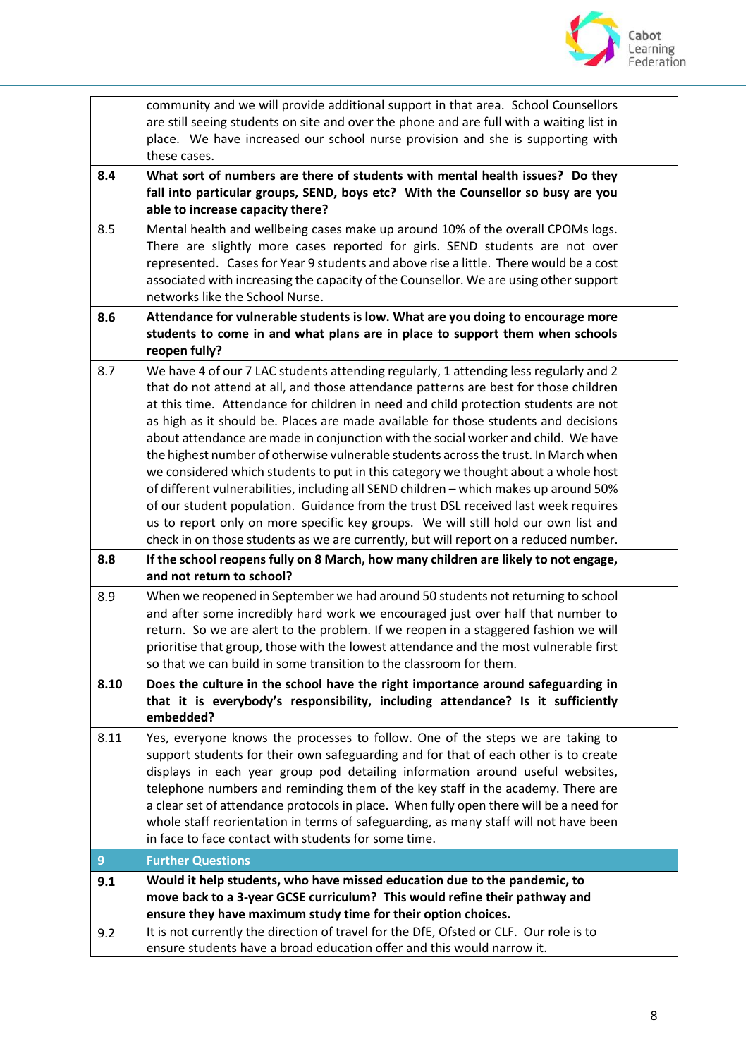|  |  |  |
|---|---|---|
|  | community and we will provide additional support in that area. School Counsellors are still seeing students on site and over the phone and are full with a waiting list in place. We have increased our school nurse provision and she is supporting with these cases. |  |
| **8.4** | **What sort of numbers are there of students with mental health issues? Do they fall into particular groups, SEND, boys etc? With the Counsellor so busy are you able to increase capacity there?** |  |
| 8.5 | Mental health and wellbeing cases make up around 10% of the overall CPOMs logs. There are slightly more cases reported for girls. SEND students are not over represented. Cases for Year 9 students and above rise a little. There would be a cost associated with increasing the capacity of the Counsellor. We are using other support networks like the School Nurse. |  |
| **8.6** | **Attendance for vulnerable students is low. What are you doing to encourage more students to come in and what plans are in place to support them when schools reopen fully?** |  |
| 8.7 | We have 4 of our 7 LAC students attending regularly, 1 attending less regularly and 2 that do not attend at all, and those attendance patterns are best for those children at this time. Attendance for children in need and child protection students are not as high as it should be. Places are made available for those students and decisions about attendance are made in conjunction with the social worker and child. We have the highest number of otherwise vulnerable students across the trust. In March when we considered which students to put in this category we thought about a whole host of different vulnerabilities, including all SEND children – which makes up around 50% of our student population. Guidance from the trust DSL received last week requires us to report only on more specific key groups. We will still hold our own list and check in on those students as we are currently, but will report on a reduced number. |  |
| **8.8** | **If the school reopens fully on 8 March, how many children are likely to not engage, and not return to school?** |  |
| 8.9 | When we reopened in September we had around 50 students not returning to school and after some incredibly hard work we encouraged just over half that number to return. So we are alert to the problem. If we reopen in a staggered fashion we will prioritise that group, those with the lowest attendance and the most vulnerable first so that we can build in some transition to the classroom for them. |  |
| **8.10** | **Does the culture in the school have the right importance around safeguarding in that it is everybody's responsibility, including attendance? Is it sufficiently embedded?** |  |
| 8.11 | Yes, everyone knows the processes to follow. One of the steps we are taking to support students for their own safeguarding and for that of each other is to create displays in each year group pod detailing information around useful websites, telephone numbers and reminding them of the key staff in the academy. There are a clear set of attendance protocols in place. When fully open there will be a need for whole staff reorientation in terms of safeguarding, as many staff will not have been in face to face contact with students for some time. |  |
| **9** | **Further Questions** |  |
| **9.1** | **Would it help students, who have missed education due to the pandemic, to move back to a 3-year GCSE curriculum? This would refine their pathway and ensure they have maximum study time for their option choices.** |  |
| 9.2 | It is not currently the direction of travel for the DfE, Ofsted or CLF. Our role is to ensure students have a broad education offer and this would narrow it. |  |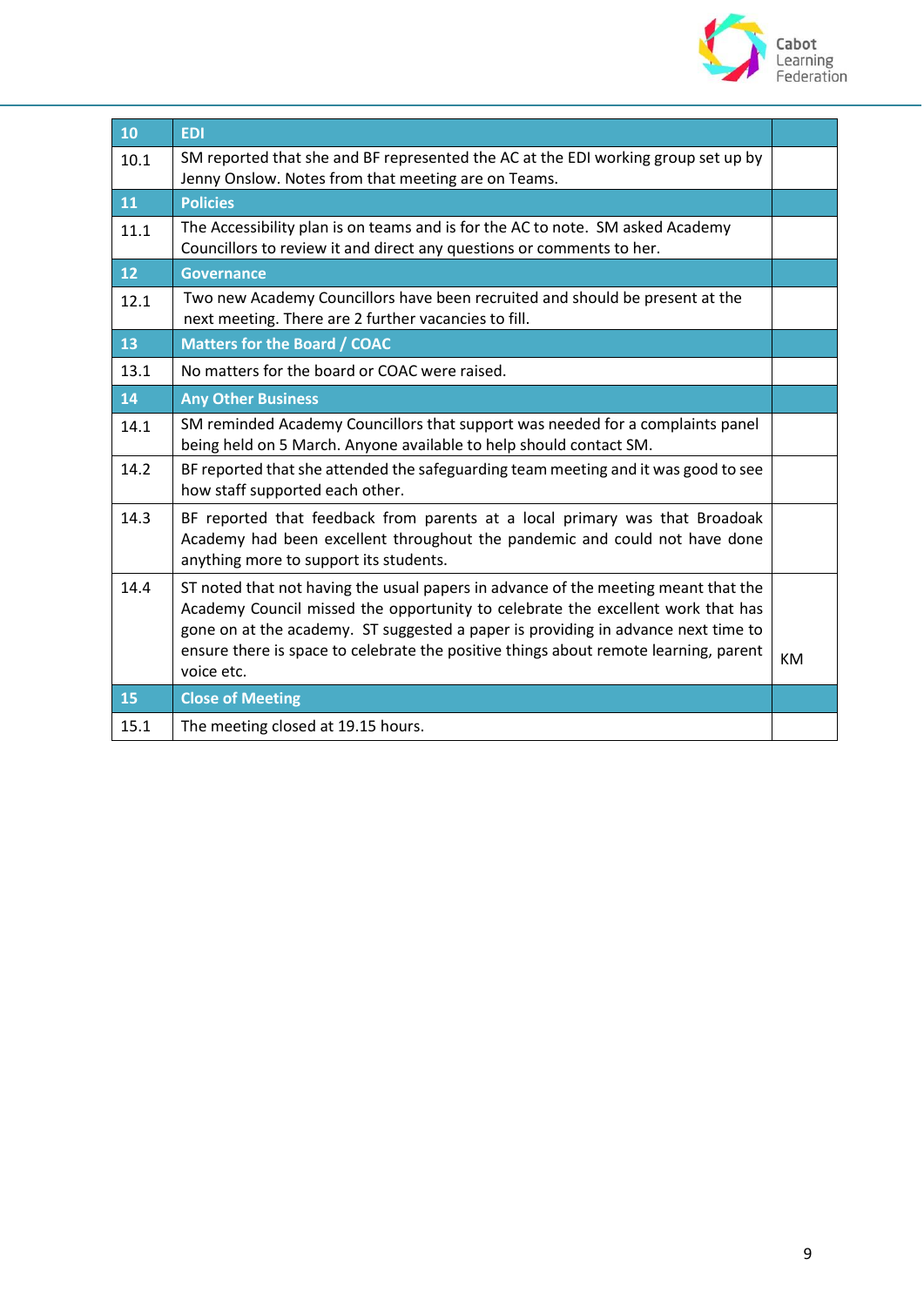| | | |
|---|---|---|
| **10** | **EDI** | |
| 10.1 | SM reported that she and BF represented the AC at the EDI working group set up by Jenny Onslow. Notes from that meeting are on Teams. | |
| **11** | **Policies** | |
| 11.1 | The Accessibility plan is on teams and is for the AC to note. SM asked Academy Councillors to review it and direct any questions or comments to her. | |
| **12** | **Governance** | |
| 12.1 | Two new Academy Councillors have been recruited and should be present at the next meeting. There are 2 further vacancies to fill. | |
| **13** | **Matters for the Board / COAC** | |
| 13.1 | No matters for the board or COAC were raised. | |
| **14** | **Any Other Business** | |
| 14.1 | SM reminded Academy Councillors that support was needed for a complaints panel being held on 5 March. Anyone available to help should contact SM. | |
| 14.2 | BF reported that she attended the safeguarding team meeting and it was good to see how staff supported each other. | |
| 14.3 | BF reported that feedback from parents at a local primary was that Broadoak Academy had been excellent throughout the pandemic and could not have done anything more to support its students. | |
| 14.4 | ST noted that not having the usual papers in advance of the meeting meant that the Academy Council missed the opportunity to celebrate the excellent work that has gone on at the academy. ST suggested a paper is providing in advance next time to ensure there is space to celebrate the positive things about remote learning, parent voice etc. | KM |
| **15** | **Close of Meeting** | |
| 15.1 | The meeting closed at 19.15 hours. | |